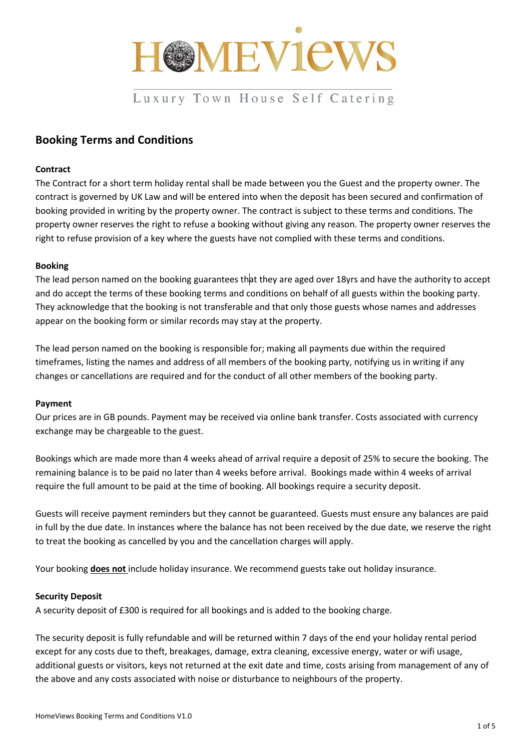# HOMEVIEWS

Luxury Town House Self Catering

## Booking Terms and Conditions

**Contract**

The Contract for a short term holiday rental shall be made between you the Guest and the property owner. The contract is governed by UK Law and will be entered into when the deposit has been secured and confirmation of booking provided in writing by the property owner. The contract is subject to these terms and conditions. The property owner reserves the right to refuse a booking without giving any reason. The property owner reserves the right to refuse provision of a key where the guests have not complied with these terms and conditions.

**Booking**

The lead person named on the booking guarantees that they are aged over 18yrs and have the authority to accept and do accept the terms of these booking terms and conditions on behalf of all guests within the booking party. They acknowledge that the booking is not transferable and that only those guests whose names and addresses appear on the booking form or similar records may stay at the property.

The lead person named on the booking is responsible for; making all payments due within the required timeframes, listing the names and address of all members of the booking party, notifying us in writing if any changes or cancellations are required and for the conduct of all other members of the booking party.

**Payment**

Our prices are in GB pounds. Payment may be received via online bank transfer. Costs associated with currency exchange may be chargeable to the guest.

Bookings which are made more than 4 weeks ahead of arrival require a deposit of 25% to secure the booking. The remaining balance is to be paid no later than 4 weeks before arrival. Bookings made within 4 weeks of arrival require the full amount to be paid at the time of booking. All bookings require a security deposit.

Guests will receive payment reminders but they cannot be guaranteed. Guests must ensure any balances are paid in full by the due date. In instances where the balance has not been received by the due date, we reserve the right to treat the booking as cancelled by you and the cancellation charges will apply.

Your booking **does not** include holiday insurance. We recommend guests take out holiday insurance.

**Security Deposit**

A security deposit of £300 is required for all bookings and is added to the booking charge.

The security deposit is fully refundable and will be returned within 7 days of the end your holiday rental period except for any costs due to theft, breakages, damage, extra cleaning, excessive energy, water or wifi usage, additional guests or visitors, keys not returned at the exit date and time, costs arising from management of any of the above and any costs associated with noise or disturbance to neighbours of the property.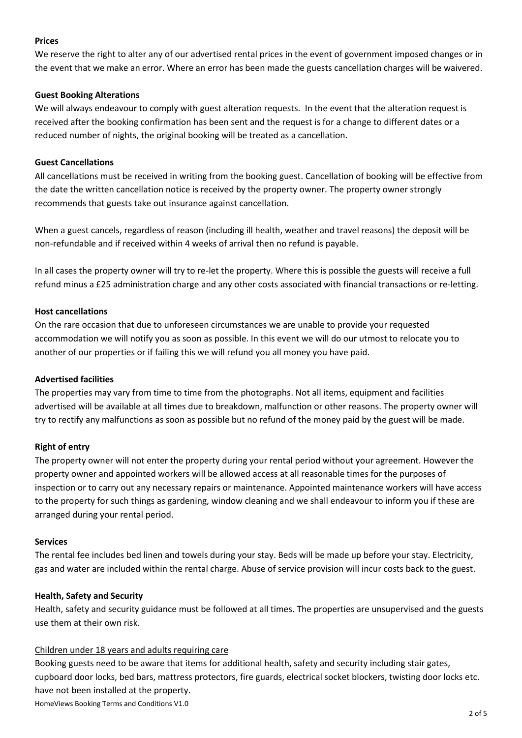**Prices**

We reserve the right to alter any of our advertised rental prices in the event of government imposed changes or in the event that we make an error. Where an error has been made the guests cancellation charges will be waivered.

**Guest Booking Alterations**

We will always endeavour to comply with guest alteration requests. In the event that the alteration request is received after the booking confirmation has been sent and the request is for a change to different dates or a reduced number of nights, the original booking will be treated as a cancellation.

**Guest Cancellations**

All cancellations must be received in writing from the booking guest. Cancellation of booking will be effective from the date the written cancellation notice is received by the property owner. The property owner strongly recommends that guests take out insurance against cancellation.

When a guest cancels, regardless of reason (including ill health, weather and travel reasons) the deposit will be non-refundable and if received within 4 weeks of arrival then no refund is payable.

In all cases the property owner will try to re-let the property. Where this is possible the guests will receive a full refund minus a £25 administration charge and any other costs associated with financial transactions or re-letting.

**Host cancellations**

On the rare occasion that due to unforeseen circumstances we are unable to provide your requested accommodation we will notify you as soon as possible. In this event we will do our utmost to relocate you to another of our properties or if failing this we will refund you all money you have paid.

**Advertised facilities**

The properties may vary from time to time from the photographs. Not all items, equipment and facilities advertised will be available at all times due to breakdown, malfunction or other reasons. The property owner will try to rectify any malfunctions as soon as possible but no refund of the money paid by the guest will be made.

**Right of entry**

The property owner will not enter the property during your rental period without your agreement. However the property owner and appointed workers will be allowed access at all reasonable times for the purposes of inspection or to carry out any necessary repairs or maintenance. Appointed maintenance workers will have access to the property for such things as gardening, window cleaning and we shall endeavour to inform you if these are arranged during your rental period.

**Services**

The rental fee includes bed linen and towels during your stay. Beds will be made up before your stay. Electricity, gas and water are included within the rental charge. Abuse of service provision will incur costs back to the guest.

**Health, Safety and Security**

Health, safety and security guidance must be followed at all times. The properties are unsupervised and the guests use them at their own risk.

Children under 18 years and adults requiring care

Booking guests need to be aware that items for additional health, safety and security including stair gates, cupboard door locks, bed bars, mattress protectors, fire guards, electrical socket blockers, twisting door locks etc. have not been installed at the property.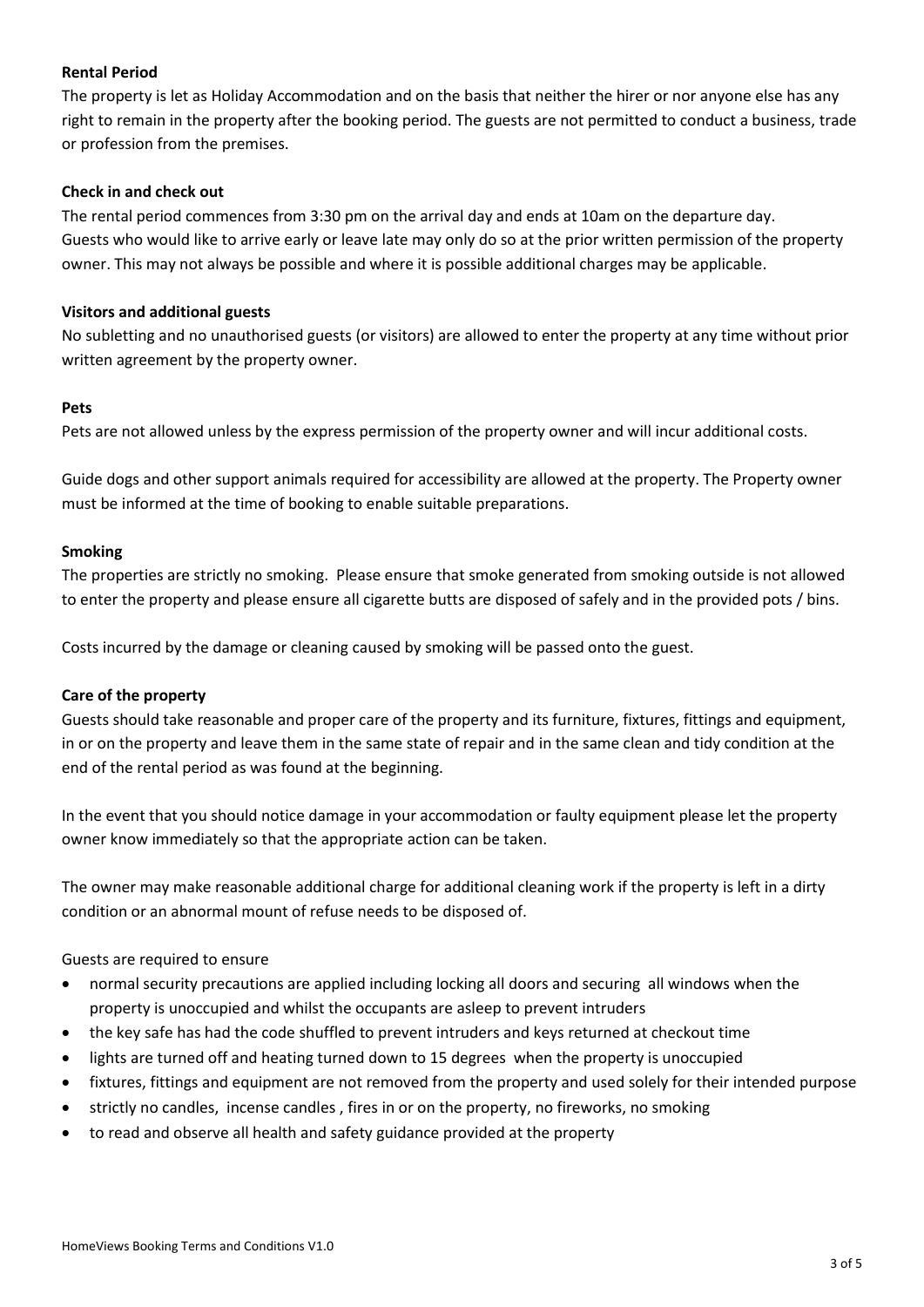**Rental Period**

The property is let as Holiday Accommodation and on the basis that neither the hirer or nor anyone else has any right to remain in the property after the booking period. The guests are not permitted to conduct a business, trade or profession from the premises.

**Check in and check out**

The rental period commences from 3:30 pm on the arrival day and ends at 10am on the departure day.
Guests who would like to arrive early or leave late may only do so at the prior written permission of the property owner. This may not always be possible and where it is possible additional charges may be applicable.

**Visitors and additional guests**

No subletting and no unauthorised guests (or visitors) are allowed to enter the property at any time without prior written agreement by the property owner.

**Pets**

Pets are not allowed unless by the express permission of the property owner and will incur additional costs.

Guide dogs and other support animals required for accessibility are allowed at the property. The Property owner must be informed at the time of booking to enable suitable preparations.

**Smoking**

The properties are strictly no smoking. Please ensure that smoke generated from smoking outside is not allowed to enter the property and please ensure all cigarette butts are disposed of safely and in the provided pots / bins.

Costs incurred by the damage or cleaning caused by smoking will be passed onto the guest.

**Care of the property**

Guests should take reasonable and proper care of the property and its furniture, fixtures, fittings and equipment, in or on the property and leave them in the same state of repair and in the same clean and tidy condition at the end of the rental period as was found at the beginning.

In the event that you should notice damage in your accommodation or faulty equipment please let the property owner know immediately so that the appropriate action can be taken.

The owner may make reasonable additional charge for additional cleaning work if the property is left in a dirty condition or an abnormal mount of refuse needs to be disposed of.

Guests are required to ensure

- normal security precautions are applied including locking all doors and securing all windows when the property is unoccupied and whilst the occupants are asleep to prevent intruders
- the key safe has had the code shuffled to prevent intruders and keys returned at checkout time
- lights are turned off and heating turned down to 15 degrees when the property is unoccupied
- fixtures, fittings and equipment are not removed from the property and used solely for their intended purpose
- strictly no candles, incense candles , fires in or on the property, no fireworks, no smoking
- to read and observe all health and safety guidance provided at the property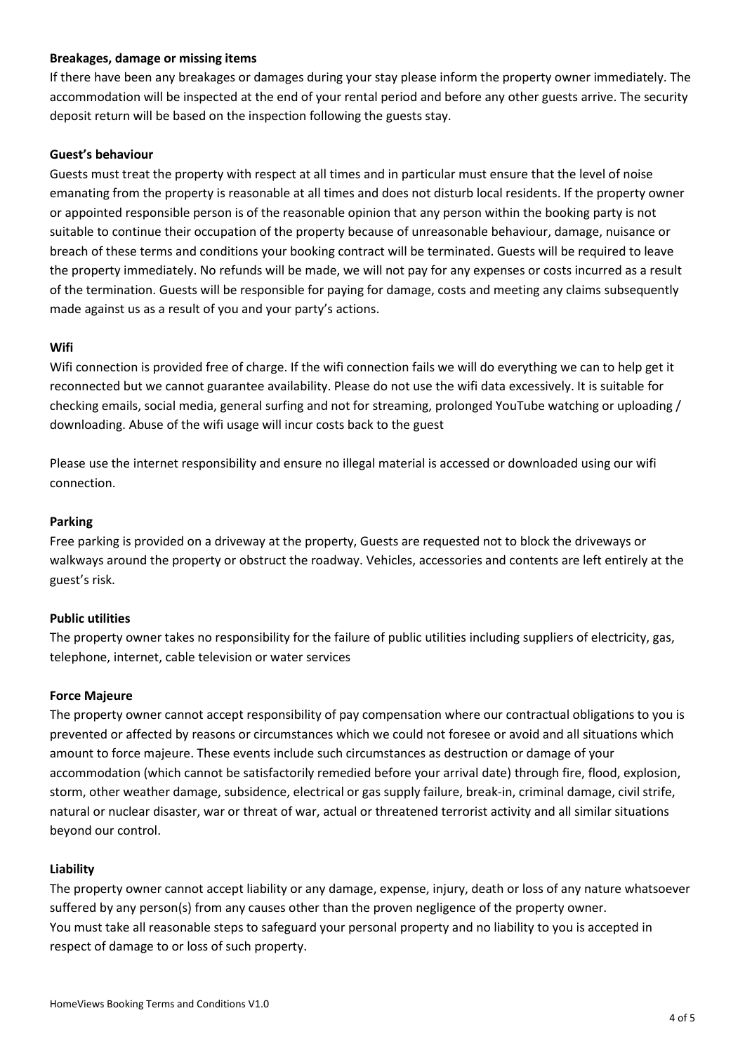**Breakages, damage or missing items**

If there have been any breakages or damages during your stay please inform the property owner immediately. The accommodation will be inspected at the end of your rental period and before any other guests arrive. The security deposit return will be based on the inspection following the guests stay.

**Guest's behaviour**

Guests must treat the property with respect at all times and in particular must ensure that the level of noise emanating from the property is reasonable at all times and does not disturb local residents. If the property owner or appointed responsible person is of the reasonable opinion that any person within the booking party is not suitable to continue their occupation of the property because of unreasonable behaviour, damage, nuisance or breach of these terms and conditions your booking contract will be terminated. Guests will be required to leave the property immediately. No refunds will be made, we will not pay for any expenses or costs incurred as a result of the termination. Guests will be responsible for paying for damage, costs and meeting any claims subsequently made against us as a result of you and your party's actions.

**Wifi**

Wifi connection is provided free of charge. If the wifi connection fails we will do everything we can to help get it reconnected but we cannot guarantee availability. Please do not use the wifi data excessively. It is suitable for checking emails, social media, general surfing and not for streaming, prolonged YouTube watching or uploading / downloading. Abuse of the wifi usage will incur costs back to the guest

Please use the internet responsibility and ensure no illegal material is accessed or downloaded using our wifi connection.

**Parking**

Free parking is provided on a driveway at the property, Guests are requested not to block the driveways or walkways around the property or obstruct the roadway. Vehicles, accessories and contents are left entirely at the guest's risk.

**Public utilities**

The property owner takes no responsibility for the failure of public utilities including suppliers of electricity, gas, telephone, internet, cable television or water services

**Force Majeure**

The property owner cannot accept responsibility of pay compensation where our contractual obligations to you is prevented or affected by reasons or circumstances which we could not foresee or avoid and all situations which amount to force majeure. These events include such circumstances as destruction or damage of your accommodation (which cannot be satisfactorily remedied before your arrival date) through fire, flood, explosion, storm, other weather damage, subsidence, electrical or gas supply failure, break-in, criminal damage, civil strife, natural or nuclear disaster, war or threat of war, actual or threatened terrorist activity and all similar situations beyond our control.

**Liability**

The property owner cannot accept liability or any damage, expense, injury, death or loss of any nature whatsoever suffered by any person(s) from any causes other than the proven negligence of the property owner.
You must take all reasonable steps to safeguard your personal property and no liability to you is accepted in respect of damage to or loss of such property.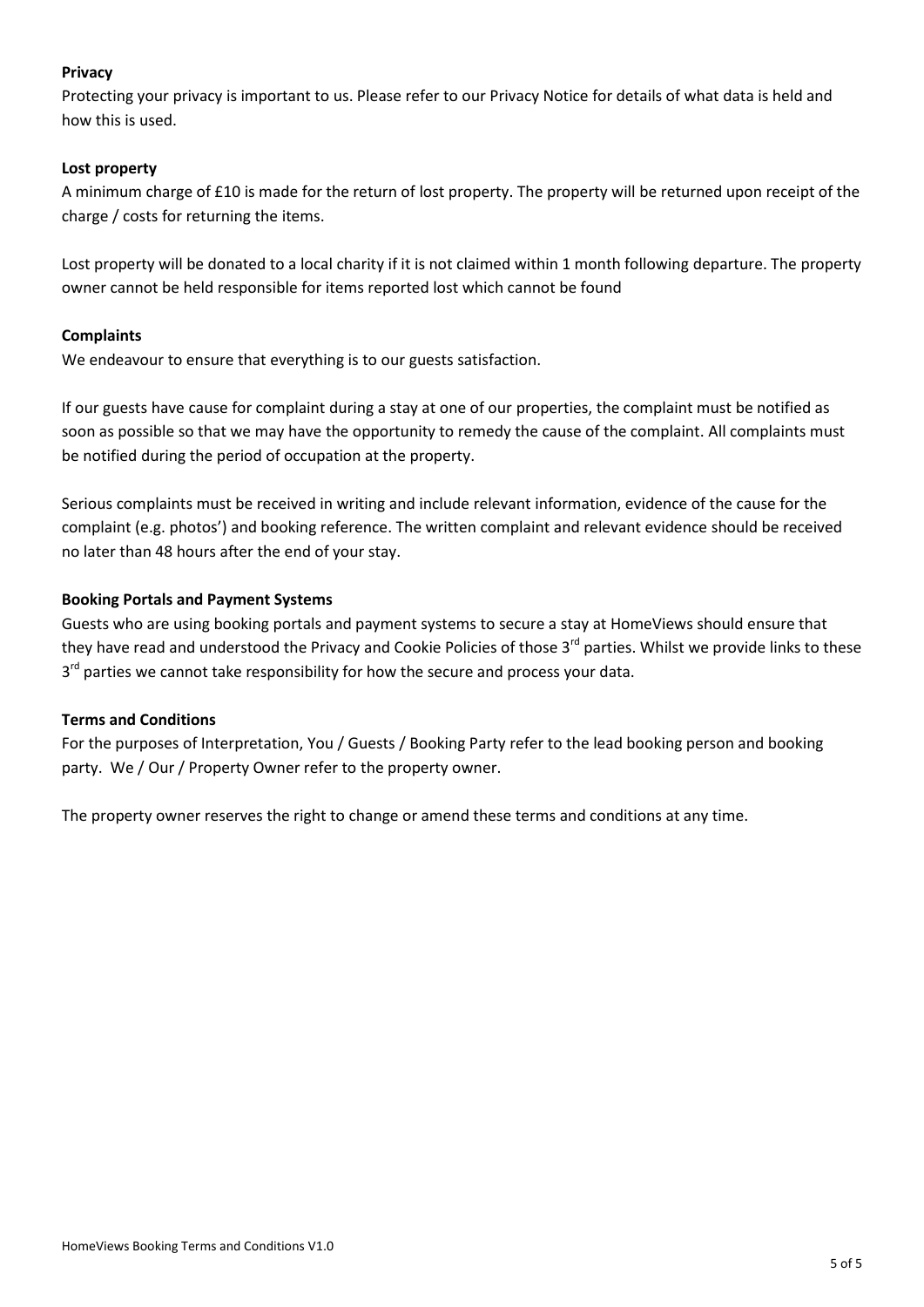**Privacy**

Protecting your privacy is important to us. Please refer to our Privacy Notice for details of what data is held and how this is used.

**Lost property**

A minimum charge of £10 is made for the return of lost property. The property will be returned upon receipt of the charge / costs for returning the items.

Lost property will be donated to a local charity if it is not claimed within 1 month following departure. The property owner cannot be held responsible for items reported lost which cannot be found

**Complaints**

We endeavour to ensure that everything is to our guests satisfaction.

If our guests have cause for complaint during a stay at one of our properties, the complaint must be notified as soon as possible so that we may have the opportunity to remedy the cause of the complaint. All complaints must be notified during the period of occupation at the property.

Serious complaints must be received in writing and include relevant information, evidence of the cause for the complaint (e.g. photos') and booking reference. The written complaint and relevant evidence should be received no later than 48 hours after the end of your stay.

**Booking Portals and Payment Systems**

Guests who are using booking portals and payment systems to secure a stay at HomeViews should ensure that they have read and understood the Privacy and Cookie Policies of those 3rd parties. Whilst we provide links to these 3rd parties we cannot take responsibility for how the secure and process your data.

**Terms and Conditions**

For the purposes of Interpretation, You / Guests / Booking Party refer to the lead booking person and booking party. We / Our / Property Owner refer to the property owner.

The property owner reserves the right to change or amend these terms and conditions at any time.